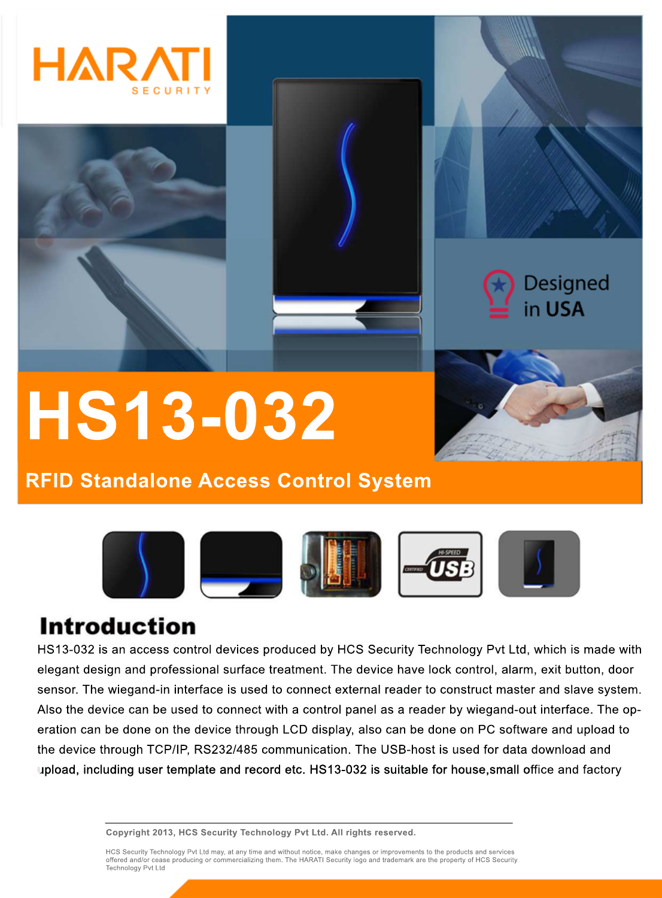HARATI SECURITY

Designed in USA

# HS13-032

## RFID Standalone Access Control System

## Introduction

HS13-032 is an access control devices produced by HCS Security Technology Pvt Ltd, which is made with elegant design and professional surface treatment. The device have lock control, alarm, exit button, door sensor. The wiegand-in interface is used to connect external reader to construct master and slave system. Also the device can be used to connect with a control panel as a reader by wiegand-out interface. The operation can be done on the device through LCD display, also can be done on PC software and upload to the device through TCP/IP, RS232/485 communication. The USB-host is used for data download and upload, including user template and record etc. HS13-032 is suitable for house,small office and factory

**Copyright 2013, HCS Security Technology Pvt Ltd. All rights reserved.**

HCS Security Technology Pvt Ltd may, at any time and without notice, make changes or improvements to the products and services offered and/or cease producing or commercializing them. The HARATI Security logo and trademark are the property of HCS Security Technology Pvt Ltd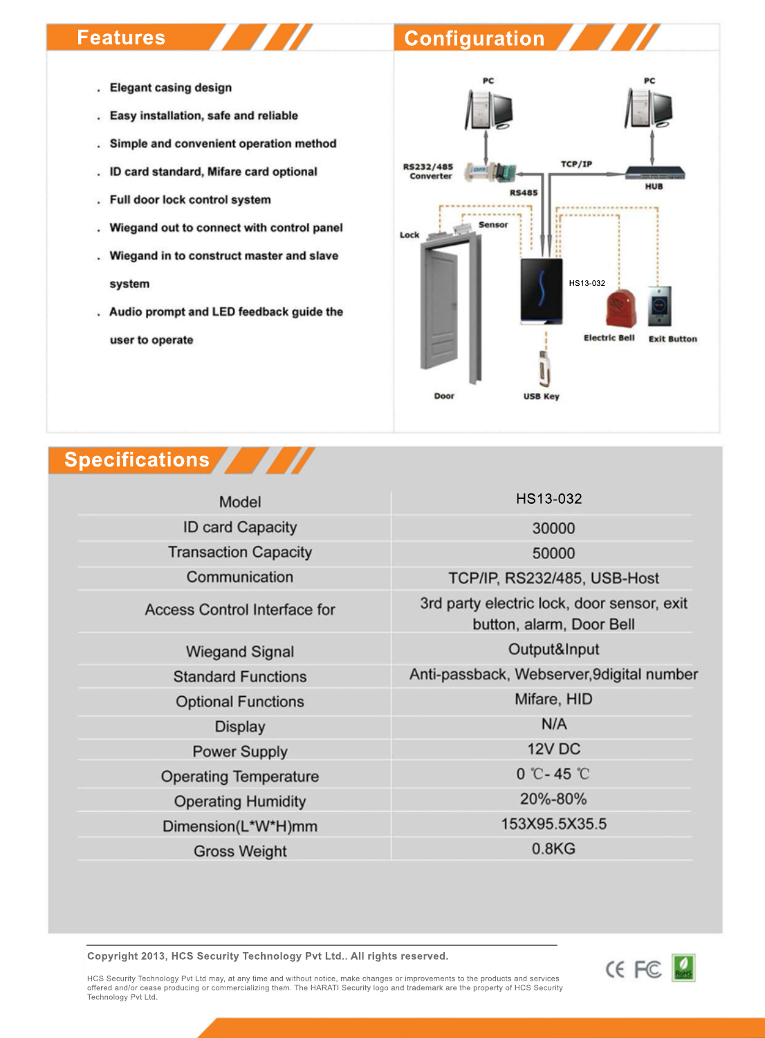## Features

- Elegant casing design
- Easy installation, safe and reliable
- Simple and convenient operation method
- ID card standard, Mifare card optional
- Full door lock control system
- Wiegand out to connect with control panel
- Wiegand in to construct master and slave system
- Audio prompt and LED feedback guide the user to operate

## Configuration

PC

PC

RS232/485 Converter

TCP/IP

HUB

RS485

Lock

Sensor

HS13-032

Electric Bell

Exit Button

Door

USB Key

## Specifications

| | |
|---|---|
| Model | HS13-032 |
| ID card Capacity | 30000 |
| Transaction Capacity | 50000 |
| Communication | TCP/IP, RS232/485, USB-Host |
| Access Control Interface for | 3rd party electric lock, door sensor, exit button, alarm, Door Bell |
| Wiegand Signal | Output&Input |
| Standard Functions | Anti-passback, Webserver,9digital number |
| Optional Functions | Mifare, HID |
| Display | N/A |
| Power Supply | 12V DC |
| Operating Temperature | 0 ℃- 45 ℃ |
| Operating Humidity | 20%-80% |
| Dimension(L*W*H)mm | 153X95.5X35.5 |
| Gross Weight | 0.8KG |

**Copyright 2013, HCS Security Technology Pvt Ltd.. All rights reserved.**

HCS Security Technology Pvt Ltd may, at any time and without notice, make changes or improvements to the products and services offered and/or cease producing or commercializing them. The HARATI Security logo and trademark are the property of HCS Security Technology Pvt Ltd.